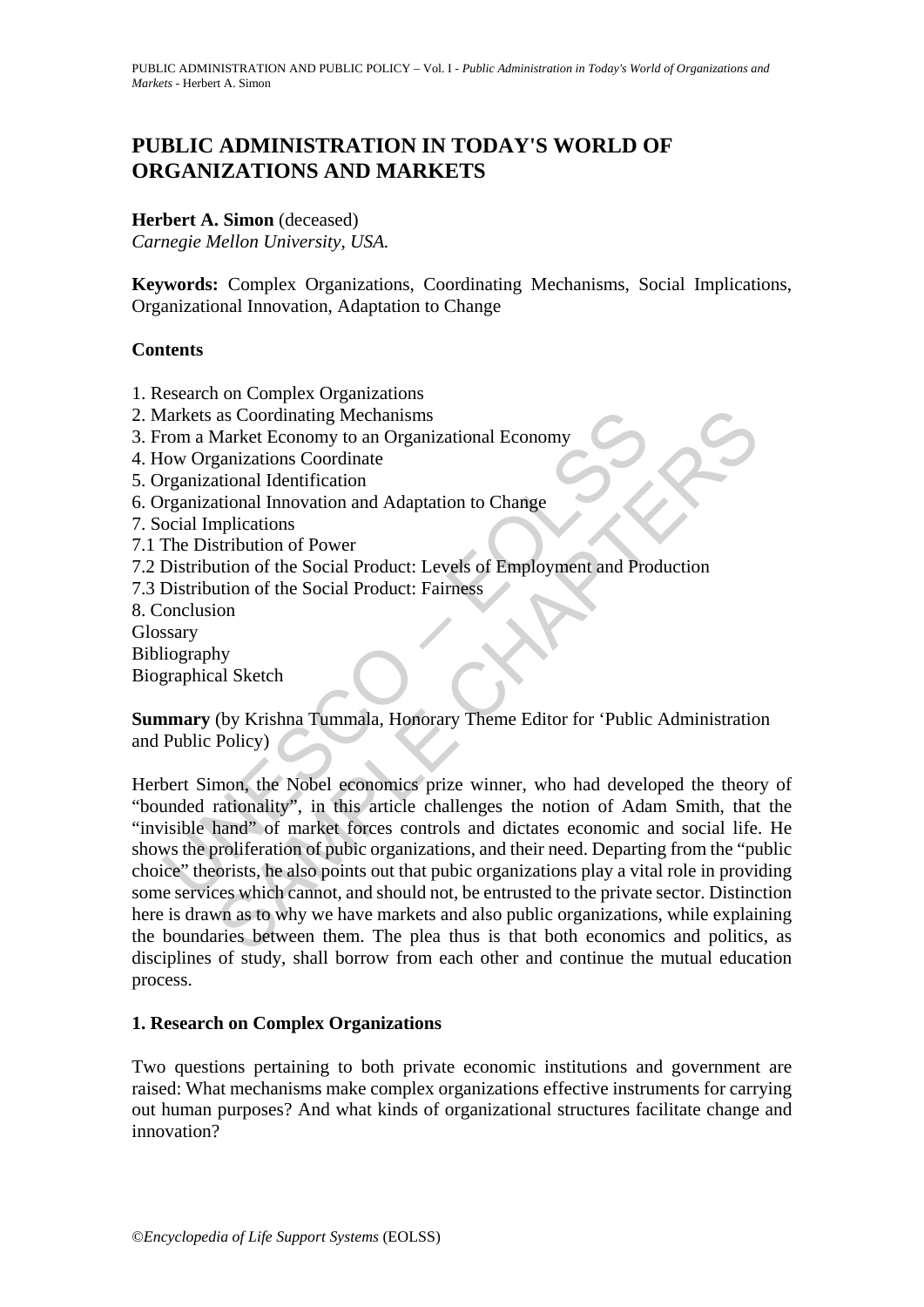# PUBLIC ADMINISTRATION IN TODAY'S WORLD OF ORGANIZATIONS AND MARKETS

**Herbert A. Simon** (deceased)
*Carnegie Mellon University, USA.*

**Keywords:** Complex Organizations, Coordinating Mechanisms, Social Implications, Organizational Innovation, Adaptation to Change

## Contents

1. Research on Complex Organizations
2. Markets as Coordinating Mechanisms
3. From a Market Economy to an Organizational Economy
4. How Organizations Coordinate
5. Organizational Identification
6. Organizational Innovation and Adaptation to Change
7. Social Implications
7.1 The Distribution of Power
7.2 Distribution of the Social Product: Levels of Employment and Production
7.3 Distribution of the Social Product: Fairness
8. Conclusion
Glossary
Bibliography
Biographical Sketch

**Summary** (by Krishna Tummala, Honorary Theme Editor for 'Public Administration and Public Policy)

Herbert Simon, the Nobel economics prize winner, who had developed the theory of "bounded rationality", in this article challenges the notion of Adam Smith, that the "invisible hand" of market forces controls and dictates economic and social life. He shows the proliferation of pubic organizations, and their need. Departing from the "public choice" theorists, he also points out that pubic organizations play a vital role in providing some services which cannot, and should not, be entrusted to the private sector. Distinction here is drawn as to why we have markets and also public organizations, while explaining the boundaries between them. The plea thus is that both economics and politics, as disciplines of study, shall borrow from each other and continue the mutual education process.

## 1. Research on Complex Organizations

Two questions pertaining to both private economic institutions and government are raised: What mechanisms make complex organizations effective instruments for carrying out human purposes? And what kinds of organizational structures facilitate change and innovation?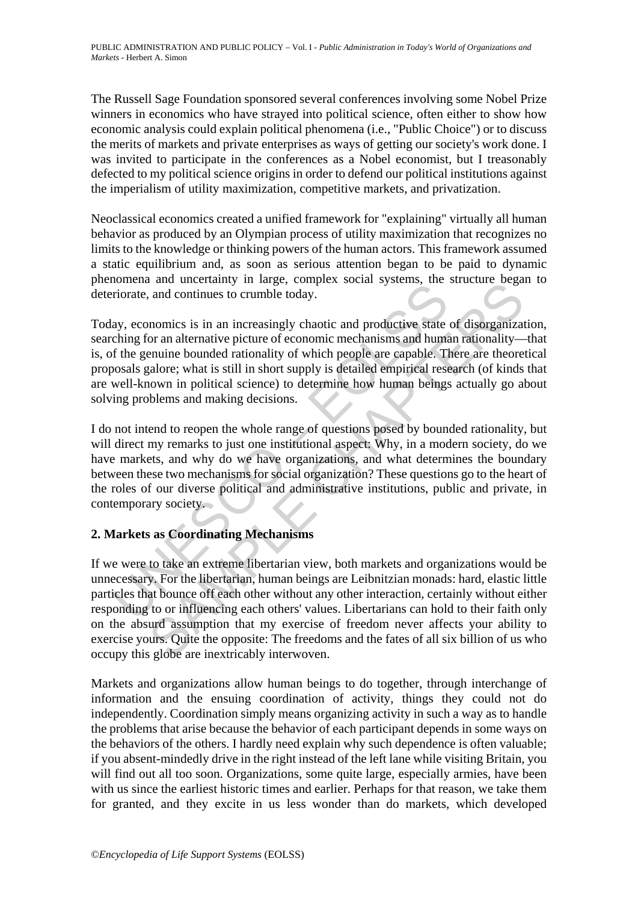The Russell Sage Foundation sponsored several conferences involving some Nobel Prize winners in economics who have strayed into political science, often either to show how economic analysis could explain political phenomena (i.e., "Public Choice") or to discuss the merits of markets and private enterprises as ways of getting our society's work done. I was invited to participate in the conferences as a Nobel economist, but I treasonably defected to my political science origins in order to defend our political institutions against the imperialism of utility maximization, competitive markets, and privatization.

Neoclassical economics created a unified framework for "explaining" virtually all human behavior as produced by an Olympian process of utility maximization that recognizes no limits to the knowledge or thinking powers of the human actors. This framework assumed a static equilibrium and, as soon as serious attention began to be paid to dynamic phenomena and uncertainty in large, complex social systems, the structure began to deteriorate, and continues to crumble today.

Today, economics is in an increasingly chaotic and productive state of disorganization, searching for an alternative picture of economic mechanisms and human rationality—that is, of the genuine bounded rationality of which people are capable. There are theoretical proposals galore; what is still in short supply is detailed empirical research (of kinds that are well-known in political science) to determine how human beings actually go about solving problems and making decisions.

I do not intend to reopen the whole range of questions posed by bounded rationality, but will direct my remarks to just one institutional aspect: Why, in a modern society, do we have markets, and why do we have organizations, and what determines the boundary between these two mechanisms for social organization? These questions go to the heart of the roles of our diverse political and administrative institutions, public and private, in contemporary society.

## 2. Markets as Coordinating Mechanisms

If we were to take an extreme libertarian view, both markets and organizations would be unnecessary. For the libertarian, human beings are Leibnitzian monads: hard, elastic little particles that bounce off each other without any other interaction, certainly without either responding to or influencing each others' values. Libertarians can hold to their faith only on the absurd assumption that my exercise of freedom never affects your ability to exercise yours. Quite the opposite: The freedoms and the fates of all six billion of us who occupy this globe are inextricably interwoven.

Markets and organizations allow human beings to do together, through interchange of information and the ensuing coordination of activity, things they could not do independently. Coordination simply means organizing activity in such a way as to handle the problems that arise because the behavior of each participant depends in some ways on the behaviors of the others. I hardly need explain why such dependence is often valuable; if you absent-mindedly drive in the right instead of the left lane while visiting Britain, you will find out all too soon. Organizations, some quite large, especially armies, have been with us since the earliest historic times and earlier. Perhaps for that reason, we take them for granted, and they excite in us less wonder than do markets, which developed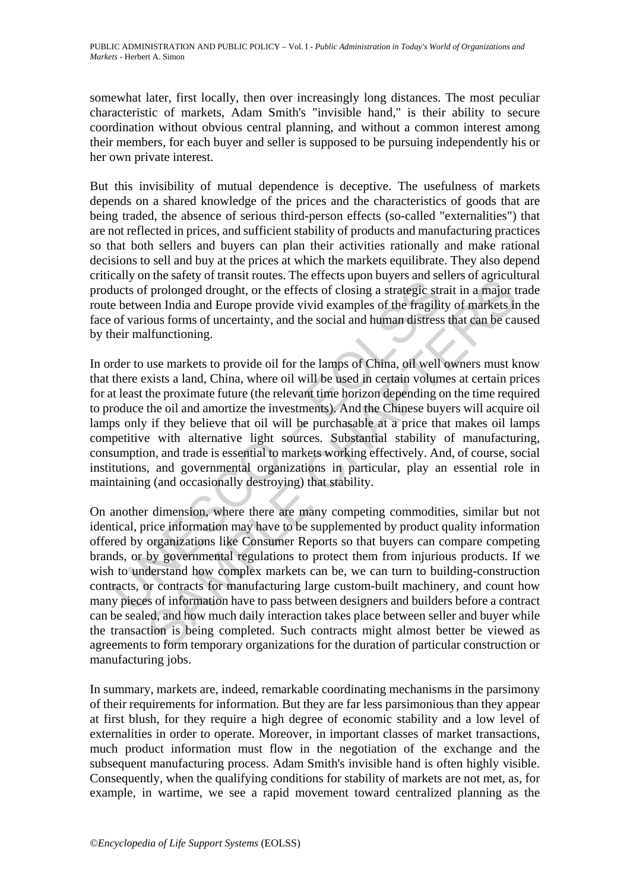somewhat later, first locally, then over increasingly long distances. The most peculiar characteristic of markets, Adam Smith's "invisible hand," is their ability to secure coordination without obvious central planning, and without a common interest among their members, for each buyer and seller is supposed to be pursuing independently his or her own private interest.

But this invisibility of mutual dependence is deceptive. The usefulness of markets depends on a shared knowledge of the prices and the characteristics of goods that are being traded, the absence of serious third-person effects (so-called "externalities") that are not reflected in prices, and sufficient stability of products and manufacturing practices so that both sellers and buyers can plan their activities rationally and make rational decisions to sell and buy at the prices at which the markets equilibrate. They also depend critically on the safety of transit routes. The effects upon buyers and sellers of agricultural products of prolonged drought, or the effects of closing a strategic strait in a major trade route between India and Europe provide vivid examples of the fragility of markets in the face of various forms of uncertainty, and the social and human distress that can be caused by their malfunctioning.

In order to use markets to provide oil for the lamps of China, oil well owners must know that there exists a land, China, where oil will be used in certain volumes at certain prices for at least the proximate future (the relevant time horizon depending on the time required to produce the oil and amortize the investments). And the Chinese buyers will acquire oil lamps only if they believe that oil will be purchasable at a price that makes oil lamps competitive with alternative light sources. Substantial stability of manufacturing, consumption, and trade is essential to markets working effectively. And, of course, social institutions, and governmental organizations in particular, play an essential role in maintaining (and occasionally destroying) that stability.

On another dimension, where there are many competing commodities, similar but not identical, price information may have to be supplemented by product quality information offered by organizations like Consumer Reports so that buyers can compare competing brands, or by governmental regulations to protect them from injurious products. If we wish to understand how complex markets can be, we can turn to building-construction contracts, or contracts for manufacturing large custom-built machinery, and count how many pieces of information have to pass between designers and builders before a contract can be sealed, and how much daily interaction takes place between seller and buyer while the transaction is being completed. Such contracts might almost better be viewed as agreements to form temporary organizations for the duration of particular construction or manufacturing jobs.

In summary, markets are, indeed, remarkable coordinating mechanisms in the parsimony of their requirements for information. But they are far less parsimonious than they appear at first blush, for they require a high degree of economic stability and a low level of externalities in order to operate. Moreover, in important classes of market transactions, much product information must flow in the negotiation of the exchange and the subsequent manufacturing process. Adam Smith's invisible hand is often highly visible. Consequently, when the qualifying conditions for stability of markets are not met, as, for example, in wartime, we see a rapid movement toward centralized planning as the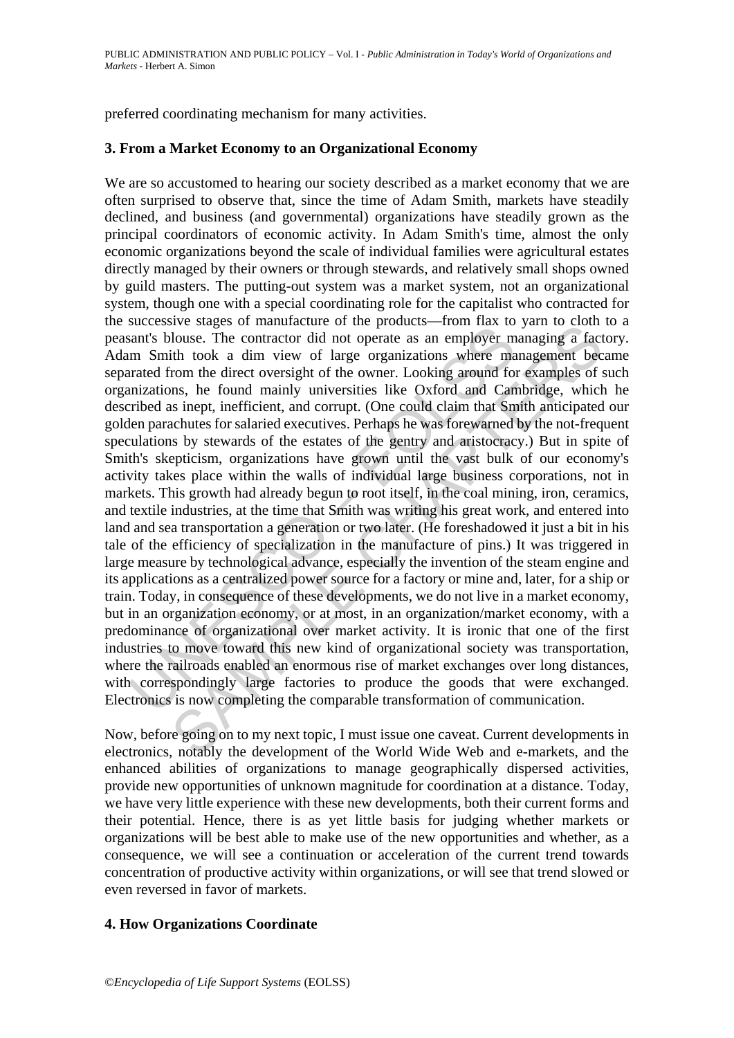preferred coordinating mechanism for many activities.

## 3. From a Market Economy to an Organizational Economy

We are so accustomed to hearing our society described as a market economy that we are often surprised to observe that, since the time of Adam Smith, markets have steadily declined, and business (and governmental) organizations have steadily grown as the principal coordinators of economic activity. In Adam Smith's time, almost the only economic organizations beyond the scale of individual families were agricultural estates directly managed by their owners or through stewards, and relatively small shops owned by guild masters. The putting-out system was a market system, not an organizational system, though one with a special coordinating role for the capitalist who contracted for the successive stages of manufacture of the products—from flax to yarn to cloth to a peasant's blouse. The contractor did not operate as an employer managing a factory. Adam Smith took a dim view of large organizations where management became separated from the direct oversight of the owner. Looking around for examples of such organizations, he found mainly universities like Oxford and Cambridge, which he described as inept, inefficient, and corrupt. (One could claim that Smith anticipated our golden parachutes for salaried executives. Perhaps he was forewarned by the not-frequent speculations by stewards of the estates of the gentry and aristocracy.) But in spite of Smith's skepticism, organizations have grown until the vast bulk of our economy's activity takes place within the walls of individual large business corporations, not in markets. This growth had already begun to root itself, in the coal mining, iron, ceramics, and textile industries, at the time that Smith was writing his great work, and entered into land and sea transportation a generation or two later. (He foreshadowed it just a bit in his tale of the efficiency of specialization in the manufacture of pins.) It was triggered in large measure by technological advance, especially the invention of the steam engine and its applications as a centralized power source for a factory or mine and, later, for a ship or train. Today, in consequence of these developments, we do not live in a market economy, but in an organization economy, or at most, in an organization/market economy, with a predominance of organizational over market activity. It is ironic that one of the first industries to move toward this new kind of organizational society was transportation, where the railroads enabled an enormous rise of market exchanges over long distances, with correspondingly large factories to produce the goods that were exchanged. Electronics is now completing the comparable transformation of communication.

Now, before going on to my next topic, I must issue one caveat. Current developments in electronics, notably the development of the World Wide Web and e-markets, and the enhanced abilities of organizations to manage geographically dispersed activities, provide new opportunities of unknown magnitude for coordination at a distance. Today, we have very little experience with these new developments, both their current forms and their potential. Hence, there is as yet little basis for judging whether markets or organizations will be best able to make use of the new opportunities and whether, as a consequence, we will see a continuation or acceleration of the current trend towards concentration of productive activity within organizations, or will see that trend slowed or even reversed in favor of markets.

## 4. How Organizations Coordinate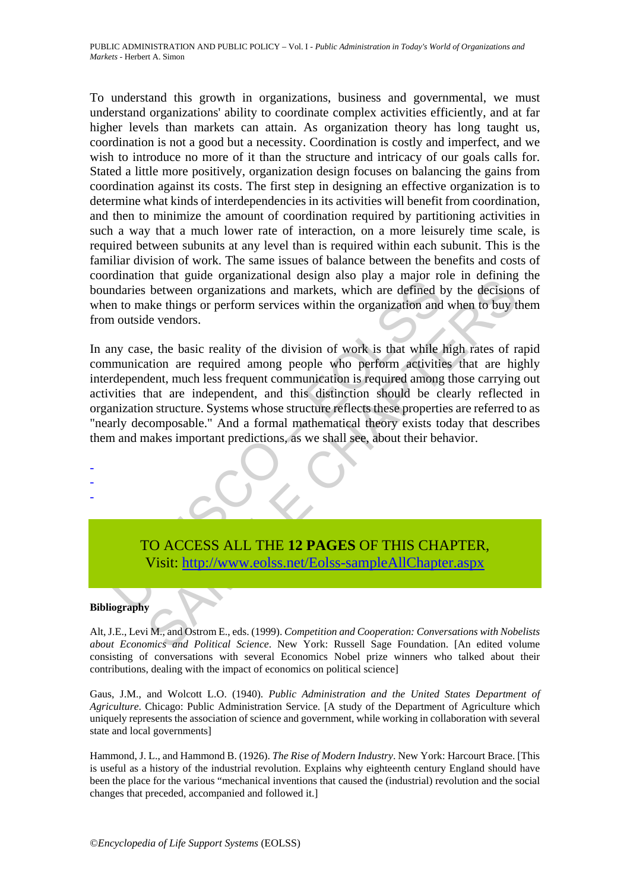To understand this growth in organizations, business and governmental, we must understand organizations' ability to coordinate complex activities efficiently, and at far higher levels than markets can attain. As organization theory has long taught us, coordination is not a good but a necessity. Coordination is costly and imperfect, and we wish to introduce no more of it than the structure and intricacy of our goals calls for. Stated a little more positively, organization design focuses on balancing the gains from coordination against its costs. The first step in designing an effective organization is to determine what kinds of interdependencies in its activities will benefit from coordination, and then to minimize the amount of coordination required by partitioning activities in such a way that a much lower rate of interaction, on a more leisurely time scale, is required between subunits at any level than is required within each subunit. This is the familiar division of work. The same issues of balance between the benefits and costs of coordination that guide organizational design also play a major role in defining the boundaries between organizations and markets, which are defined by the decisions of when to make things or perform services within the organization and when to buy them from outside vendors.

In any case, the basic reality of the division of work is that while high rates of rapid communication are required among people who perform activities that are highly interdependent, much less frequent communication is required among those carrying out activities that are independent, and this distinction should be clearly reflected in organization structure. Systems whose structure reflects these properties are referred to as "nearly decomposable." And a formal mathematical theory exists today that describes them and makes important predictions, as we shall see, about their behavior.

-
-
-

TO ACCESS ALL THE **12 PAGES** OF THIS CHAPTER,
Visit: http://www.eolss.net/Eolss-sampleAllChapter.aspx

**Bibliography**

Alt, J.E., Levi M., and Ostrom E., eds. (1999). *Competition and Cooperation: Conversations with Nobelists about Economics and Political Science*. New York: Russell Sage Foundation. [An edited volume consisting of conversations with several Economics Nobel prize winners who talked about their contributions, dealing with the impact of economics on political science]

Gaus, J.M., and Wolcott L.O. (1940). *Public Administration and the United States Department of Agriculture*. Chicago: Public Administration Service. [A study of the Department of Agriculture which uniquely represents the association of science and government, while working in collaboration with several state and local governments]

Hammond, J. L., and Hammond B. (1926). *The Rise of Modern Industry*. New York: Harcourt Brace. [This is useful as a history of the industrial revolution. Explains why eighteenth century England should have been the place for the various "mechanical inventions that caused the (industrial) revolution and the social changes that preceded, accompanied and followed it.]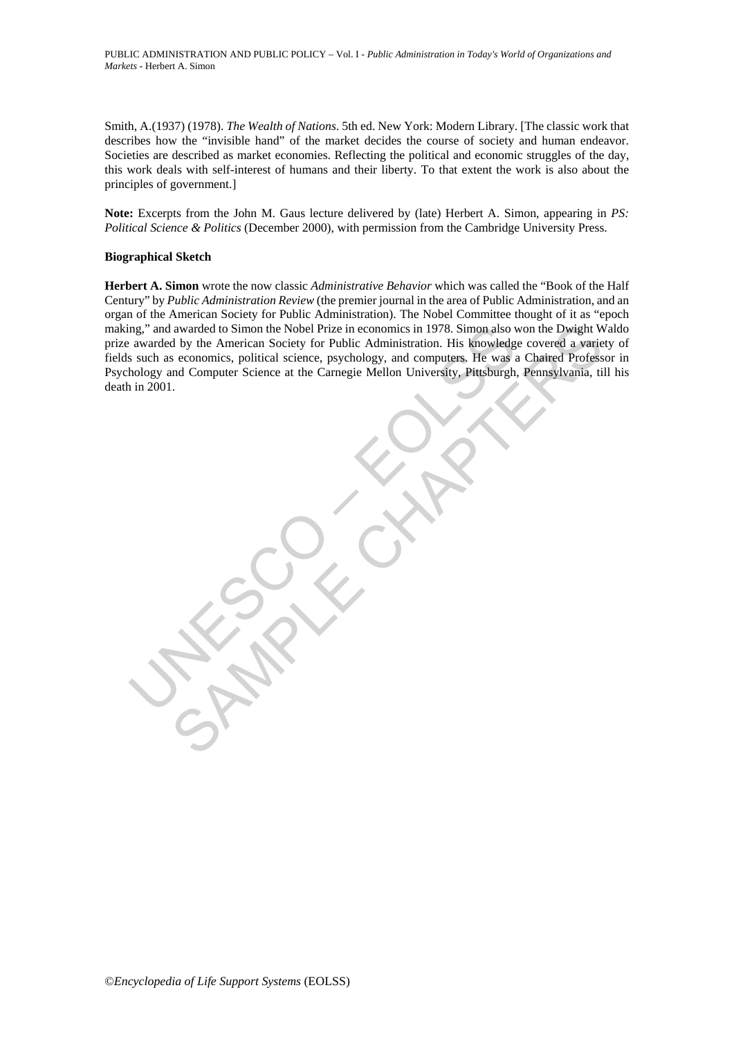Smith, A.(1937) (1978). *The Wealth of Nations*. 5th ed. New York: Modern Library. [The classic work that describes how the "invisible hand" of the market decides the course of society and human endeavor. Societies are described as market economies. Reflecting the political and economic struggles of the day, this work deals with self-interest of humans and their liberty. To that extent the work is also about the principles of government.]

**Note:** Excerpts from the John M. Gaus lecture delivered by (late) Herbert A. Simon, appearing in *PS: Political Science & Politics* (December 2000), with permission from the Cambridge University Press.

#### Biographical Sketch

**Herbert A. Simon** wrote the now classic *Administrative Behavior* which was called the "Book of the Half Century" by *Public Administration Review* (the premier journal in the area of Public Administration, and an organ of the American Society for Public Administration). The Nobel Committee thought of it as "epoch making," and awarded to Simon the Nobel Prize in economics in 1978. Simon also won the Dwight Waldo prize awarded by the American Society for Public Administration. His knowledge covered a variety of fields such as economics, political science, psychology, and computers. He was a Chaired Professor in Psychology and Computer Science at the Carnegie Mellon University, Pittsburgh, Pennsylvania, till his death in 2001.